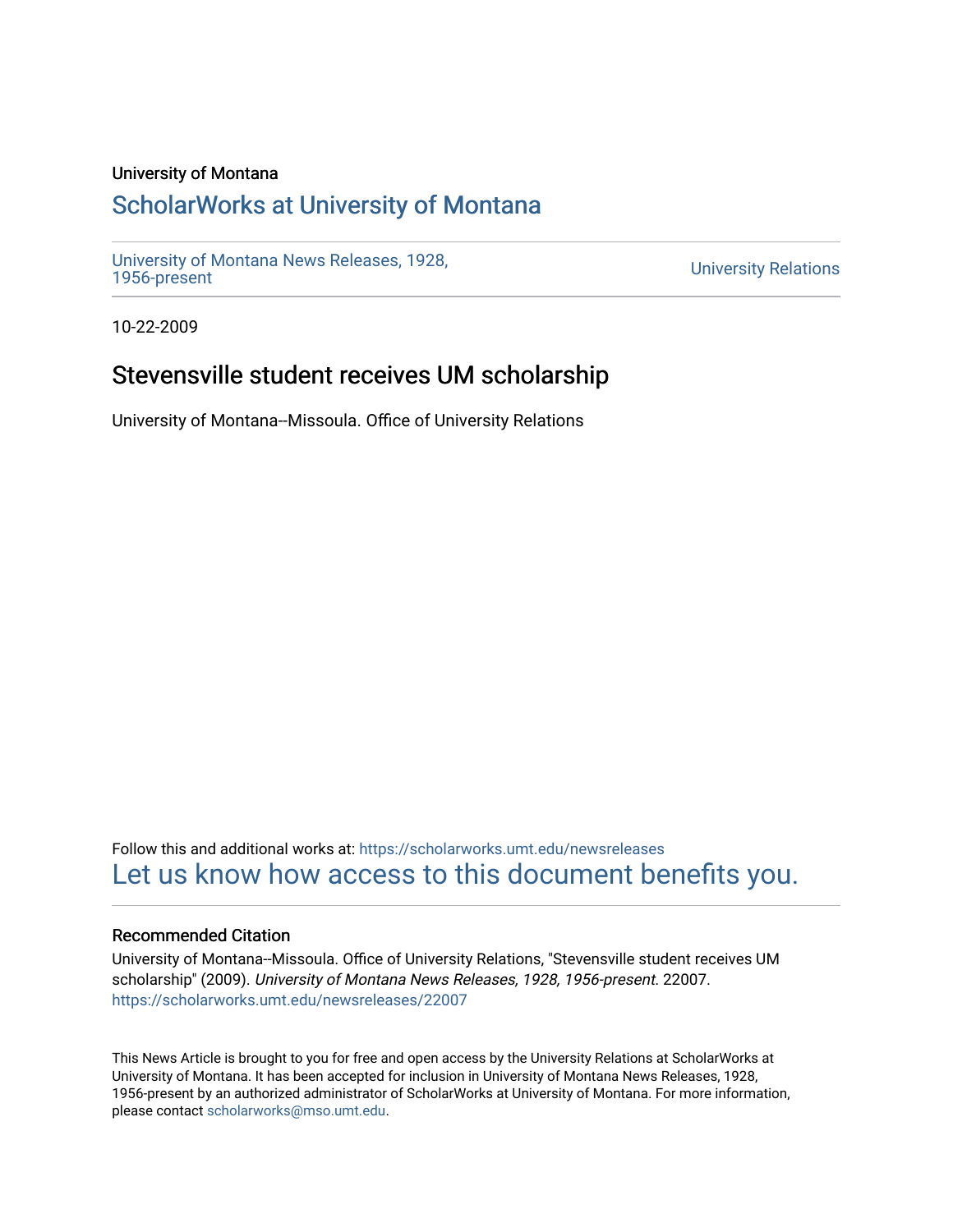University of Montana

# ScholarWorks at University of Montana

University of Montana News Releases, 1928, 1956-present

University Relations

10-22-2009

## Stevensville student receives UM scholarship

University of Montana--Missoula. Office of University Relations

Follow this and additional works at: https://scholarworks.umt.edu/newsreleases

Let us know how access to this document benefits you.

### Recommended Citation

University of Montana--Missoula. Office of University Relations, "Stevensville student receives UM scholarship" (2009). *University of Montana News Releases, 1928, 1956-present*. 22007.
https://scholarworks.umt.edu/newsreleases/22007

This News Article is brought to you for free and open access by the University Relations at ScholarWorks at University of Montana. It has been accepted for inclusion in University of Montana News Releases, 1928, 1956-present by an authorized administrator of ScholarWorks at University of Montana. For more information, please contact scholarworks@mso.umt.edu.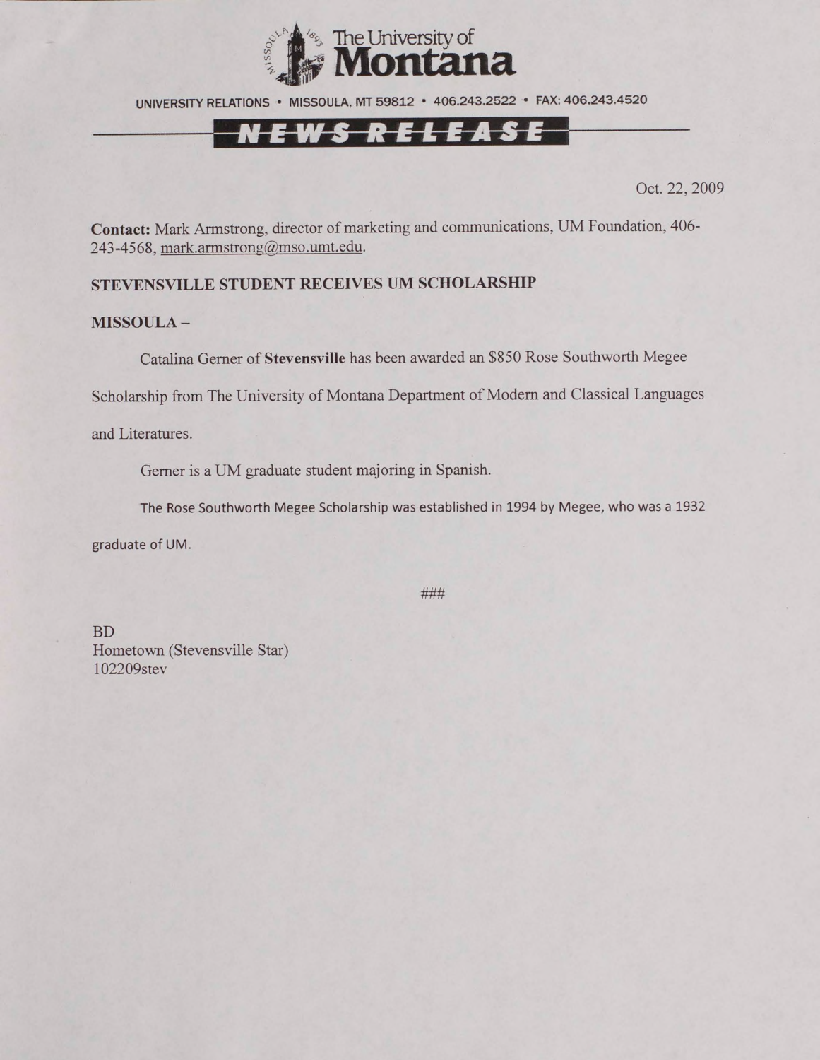The University of **Montana**

UNIVERSITY RELATIONS • MISSOULA, MT 59812 • 406.243.2522 • FAX: 406.243.4520

**NEWS RELEASE**

Oct. 22, 2009

**Contact:** Mark Armstrong, director of marketing and communications, UM Foundation, 406-243-4568, mark.armstrong@mso.umt.edu.

**STEVENSVILLE STUDENT RECEIVES UM SCHOLARSHIP**

**MISSOULA –**

Catalina Gerner of **Stevensville** has been awarded an $850 Rose Southworth Megee Scholarship from The University of Montana Department of Modern and Classical Languages and Literatures.

Gerner is a UM graduate student majoring in Spanish.

The Rose Southworth Megee Scholarship was established in 1994 by Megee, who was a 1932 graduate of UM.

###

BD
Hometown (Stevensville Star)
102209stev